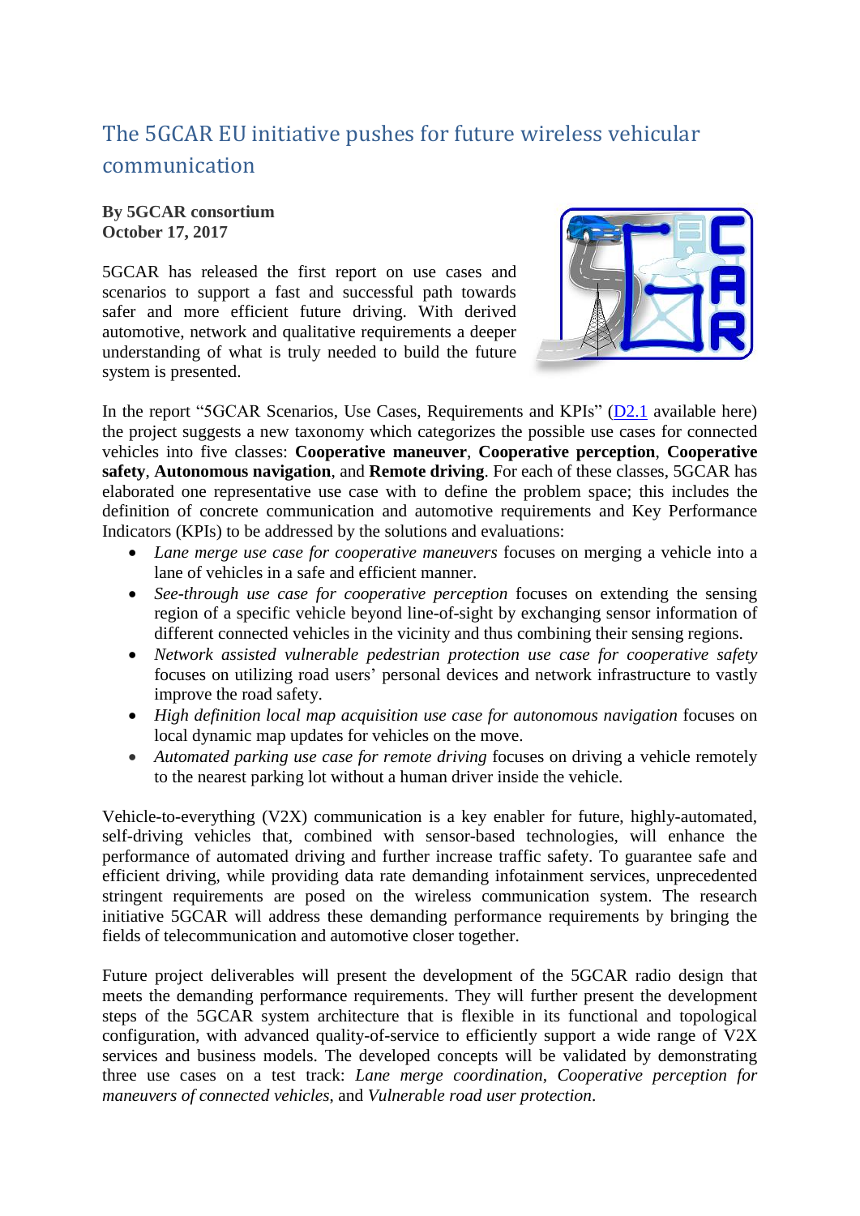# The 5GCAR EU initiative pushes for future wireless vehicular communication

**By 5GCAR consortium**
**October 17, 2017**

5GCAR has released the first report on use cases and scenarios to support a fast and successful path towards safer and more efficient future driving. With derived automotive, network and qualitative requirements a deeper understanding of what is truly needed to build the future system is presented.

In the report "5GCAR Scenarios, Use Cases, Requirements and KPIs" (D2.1 available here) the project suggests a new taxonomy which categorizes the possible use cases for connected vehicles into five classes: **Cooperative maneuver**, **Cooperative perception**, **Cooperative safety**, **Autonomous navigation**, and **Remote driving**. For each of these classes, 5GCAR has elaborated one representative use case with to define the problem space; this includes the definition of concrete communication and automotive requirements and Key Performance Indicators (KPIs) to be addressed by the solutions and evaluations:

- *Lane merge use case for cooperative maneuvers* focuses on merging a vehicle into a lane of vehicles in a safe and efficient manner.
- *See-through use case for cooperative perception* focuses on extending the sensing region of a specific vehicle beyond line-of-sight by exchanging sensor information of different connected vehicles in the vicinity and thus combining their sensing regions.
- *Network assisted vulnerable pedestrian protection use case for cooperative safety* focuses on utilizing road users' personal devices and network infrastructure to vastly improve the road safety.
- *High definition local map acquisition use case for autonomous navigation* focuses on local dynamic map updates for vehicles on the move.
- *Automated parking use case for remote driving* focuses on driving a vehicle remotely to the nearest parking lot without a human driver inside the vehicle.

Vehicle-to-everything (V2X) communication is a key enabler for future, highly-automated, self-driving vehicles that, combined with sensor-based technologies, will enhance the performance of automated driving and further increase traffic safety. To guarantee safe and efficient driving, while providing data rate demanding infotainment services, unprecedented stringent requirements are posed on the wireless communication system. The research initiative 5GCAR will address these demanding performance requirements by bringing the fields of telecommunication and automotive closer together.

Future project deliverables will present the development of the 5GCAR radio design that meets the demanding performance requirements. They will further present the development steps of the 5GCAR system architecture that is flexible in its functional and topological configuration, with advanced quality-of-service to efficiently support a wide range of V2X services and business models. The developed concepts will be validated by demonstrating three use cases on a test track: *Lane merge coordination*, *Cooperative perception for maneuvers of connected vehicles*, and *Vulnerable road user protection*.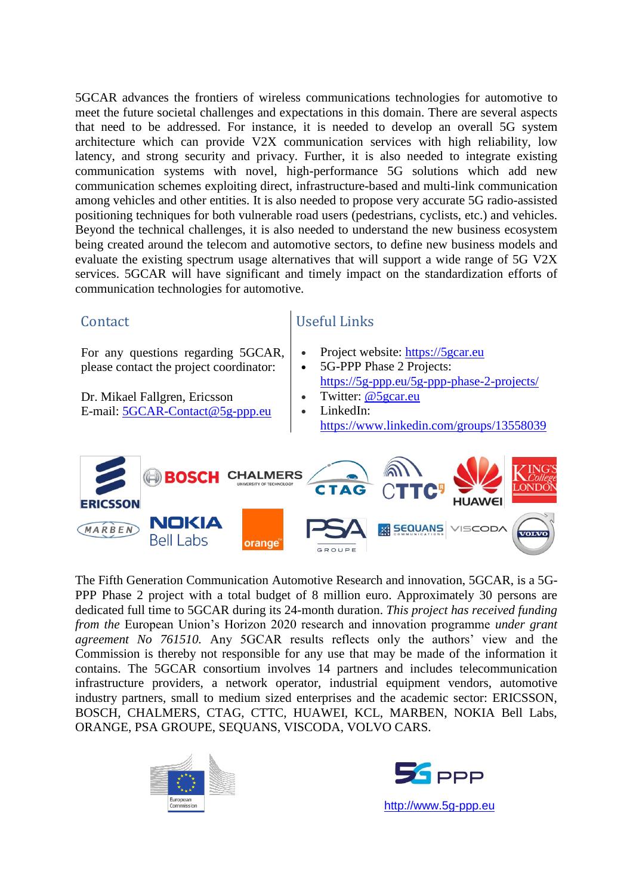5GCAR advances the frontiers of wireless communications technologies for automotive to meet the future societal challenges and expectations in this domain. There are several aspects that need to be addressed. For instance, it is needed to develop an overall 5G system architecture which can provide V2X communication services with high reliability, low latency, and strong security and privacy. Further, it is also needed to integrate existing communication systems with novel, high-performance 5G solutions which add new communication schemes exploiting direct, infrastructure-based and multi-link communication among vehicles and other entities. It is also needed to propose very accurate 5G radio-assisted positioning techniques for both vulnerable road users (pedestrians, cyclists, etc.) and vehicles. Beyond the technical challenges, it is also needed to understand the new business ecosystem being created around the telecom and automotive sectors, to define new business models and evaluate the existing spectrum usage alternatives that will support a wide range of 5G V2X services. 5GCAR will have significant and timely impact on the standardization efforts of communication technologies for automotive.

## Contact

For any questions regarding 5GCAR, please contact the project coordinator:

Dr. Mikael Fallgren, Ericsson
E-mail: 5GCAR-Contact@5g-ppp.eu

## Useful Links

- Project website: https://5gcar.eu
- 5G-PPP Phase 2 Projects: https://5g-ppp.eu/5g-ppp-phase-2-projects/
- Twitter: @5gcar.eu
- LinkedIn: https://www.linkedin.com/groups/13558039

The Fifth Generation Communication Automotive Research and innovation, 5GCAR, is a 5G-PPP Phase 2 project with a total budget of 8 million euro. Approximately 30 persons are dedicated full time to 5GCAR during its 24-month duration. *This project has received funding from the* European Union's Horizon 2020 research and innovation programme *under grant agreement No 761510.* Any 5GCAR results reflects only the authors' view and the Commission is thereby not responsible for any use that may be made of the information it contains. The 5GCAR consortium involves 14 partners and includes telecommunication infrastructure providers, a network operator, industrial equipment vendors, automotive industry partners, small to medium sized enterprises and the academic sector: ERICSSON, BOSCH, CHALMERS, CTAG, CTTC, HUAWEI, KCL, MARBEN, NOKIA Bell Labs, ORANGE, PSA GROUPE, SEQUANS, VISCODA, VOLVO CARS.

http://www.5g-ppp.eu